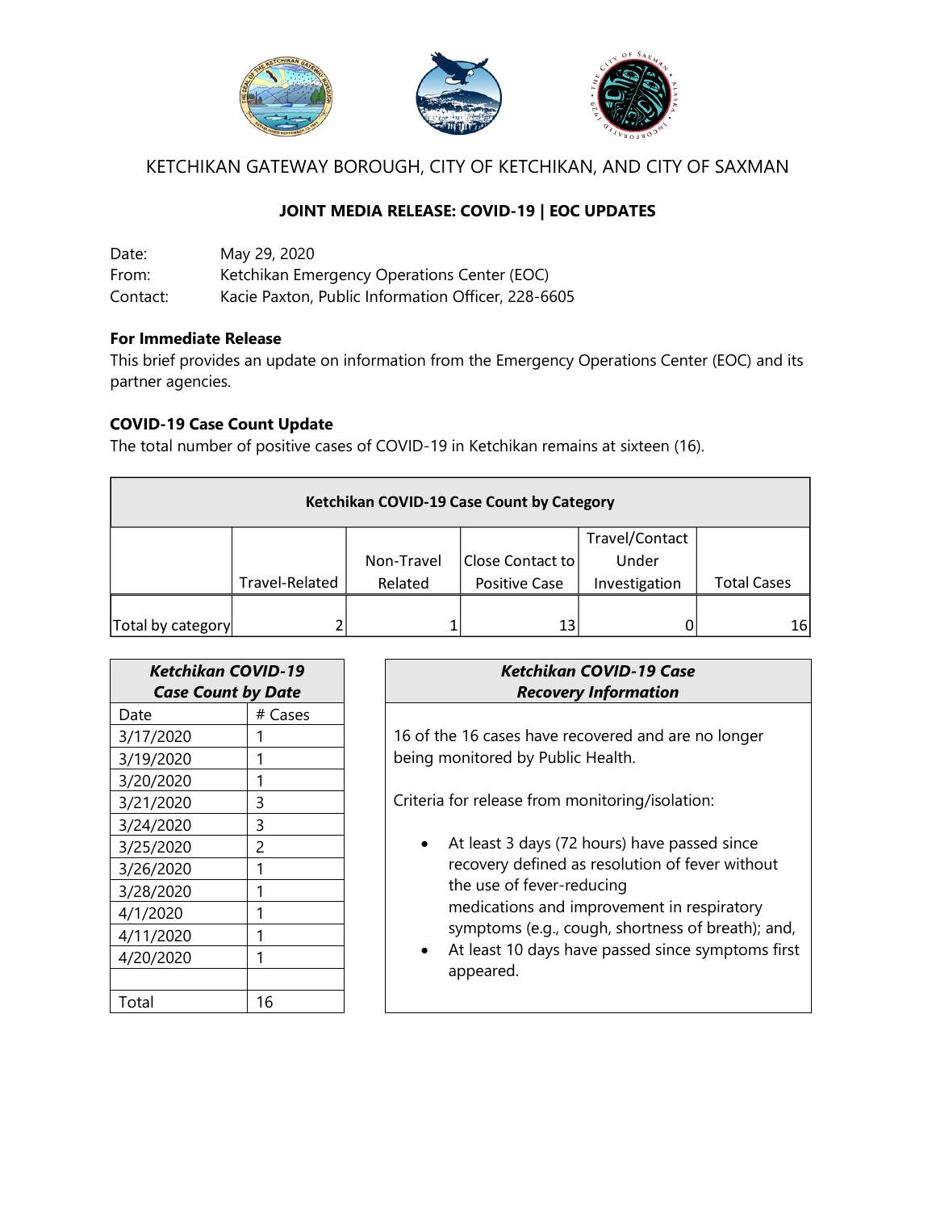KETCHIKAN GATEWAY BOROUGH, CITY OF KETCHIKAN, AND CITY OF SAXMAN

**JOINT MEDIA RELEASE: COVID-19 | EOC UPDATES**

Date: May 29, 2020
From: Ketchikan Emergency Operations Center (EOC)
Contact: Kacie Paxton, Public Information Officer, 228-6605

**For Immediate Release**
This brief provides an update on information from the Emergency Operations Center (EOC) and its partner agencies.

**COVID-19 Case Count Update**
The total number of positive cases of COVID-19 in Ketchikan remains at sixteen (16).

**Ketchikan COVID-19 Case Count by Category**

| | Travel-Related | Non-Travel Related | Close Contact to Positive Case | Travel/Contact Under Investigation | Total Cases |
|---|---|---|---|---|---|
| Total by category | 2 | 1 | 13 | 0 | 16 |

***Ketchikan COVID-19 Case Count by Date***

| Date | # Cases |
|---|---|
| 3/17/2020 | 1 |
| 3/19/2020 | 1 |
| 3/20/2020 | 1 |
| 3/21/2020 | 3 |
| 3/24/2020 | 3 |
| 3/25/2020 | 2 |
| 3/26/2020 | 1 |
| 3/28/2020 | 1 |
| 4/1/2020 | 1 |
| 4/11/2020 | 1 |
| 4/20/2020 | 1 |
| | |
| Total | 16 |

***Ketchikan COVID-19 Case Recovery Information***

16 of the 16 cases have recovered and are no longer being monitored by Public Health.

Criteria for release from monitoring/isolation:

- At least 3 days (72 hours) have passed since recovery defined as resolution of fever without the use of fever-reducing medications and improvement in respiratory symptoms (e.g., cough, shortness of breath); and,
- At least 10 days have passed since symptoms first appeared.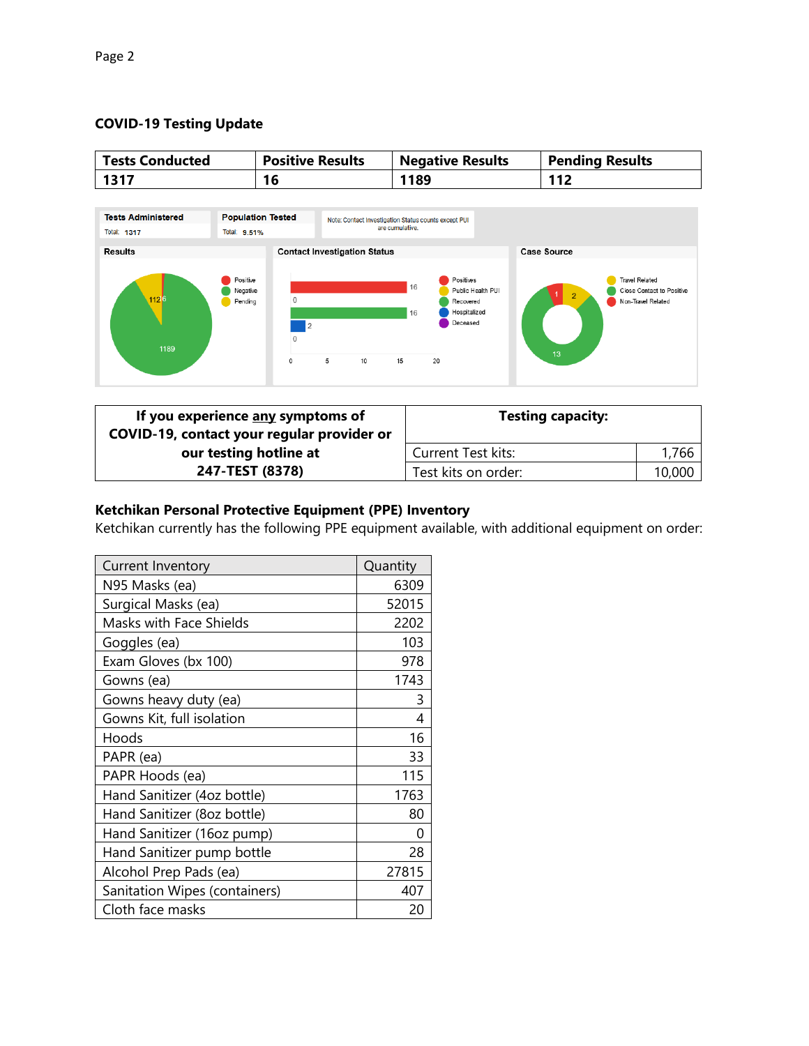### COVID-19 Testing Update

| Tests Conducted | Positive Results | Negative Results | Pending Results |
|---|---|---|---|
| 1317 | 16 | 1189 | 112 |

| If you experience any symptoms of COVID-19, contact your regular provider or our testing hotline at 247-TEST (8378) | Testing capacity: | |
|---|---|---|
| | Current Test kits: | 1,766 |
| | Test kits on order: | 10,000 |

### Ketchikan Personal Protective Equipment (PPE) Inventory

Ketchikan currently has the following PPE equipment available, with additional equipment on order:

| Current Inventory | Quantity |
|---|---|
| N95 Masks (ea) | 6309 |
| Surgical Masks (ea) | 52015 |
| Masks with Face Shields | 2202 |
| Goggles (ea) | 103 |
| Exam Gloves (bx 100) | 978 |
| Gowns (ea) | 1743 |
| Gowns heavy duty (ea) | 3 |
| Gowns Kit, full isolation | 4 |
| Hoods | 16 |
| PAPR (ea) | 33 |
| PAPR Hoods (ea) | 115 |
| Hand Sanitizer (4oz bottle) | 1763 |
| Hand Sanitizer (8oz bottle) | 80 |
| Hand Sanitizer (16oz pump) | 0 |
| Hand Sanitizer pump bottle | 28 |
| Alcohol Prep Pads (ea) | 27815 |
| Sanitation Wipes (containers) | 407 |
| Cloth face masks | 20 |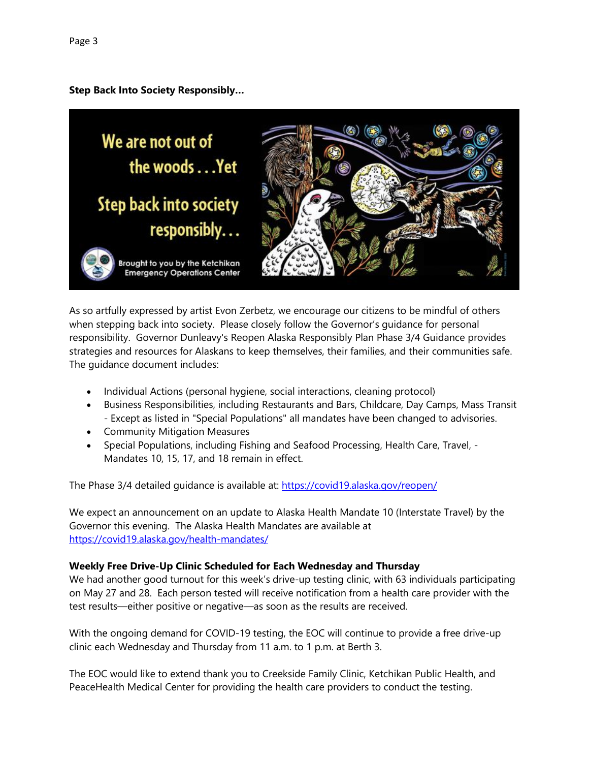**Step Back Into Society Responsibly…**

As so artfully expressed by artist Evon Zerbetz, we encourage our citizens to be mindful of others when stepping back into society. Please closely follow the Governor's guidance for personal responsibility. Governor Dunleavy's Reopen Alaska Responsibly Plan Phase 3/4 Guidance provides strategies and resources for Alaskans to keep themselves, their families, and their communities safe. The guidance document includes:

- Individual Actions (personal hygiene, social interactions, cleaning protocol)
- Business Responsibilities, including Restaurants and Bars, Childcare, Day Camps, Mass Transit - Except as listed in "Special Populations" all mandates have been changed to advisories.
- Community Mitigation Measures
- Special Populations, including Fishing and Seafood Processing, Health Care, Travel, - Mandates 10, 15, 17, and 18 remain in effect.

The Phase 3/4 detailed guidance is available at: https://covid19.alaska.gov/reopen/

We expect an announcement on an update to Alaska Health Mandate 10 (Interstate Travel) by the Governor this evening. The Alaska Health Mandates are available at https://covid19.alaska.gov/health-mandates/

**Weekly Free Drive-Up Clinic Scheduled for Each Wednesday and Thursday**

We had another good turnout for this week's drive-up testing clinic, with 63 individuals participating on May 27 and 28. Each person tested will receive notification from a health care provider with the test results—either positive or negative—as soon as the results are received.

With the ongoing demand for COVID-19 testing, the EOC will continue to provide a free drive-up clinic each Wednesday and Thursday from 11 a.m. to 1 p.m. at Berth 3.

The EOC would like to extend thank you to Creekside Family Clinic, Ketchikan Public Health, and PeaceHealth Medical Center for providing the health care providers to conduct the testing.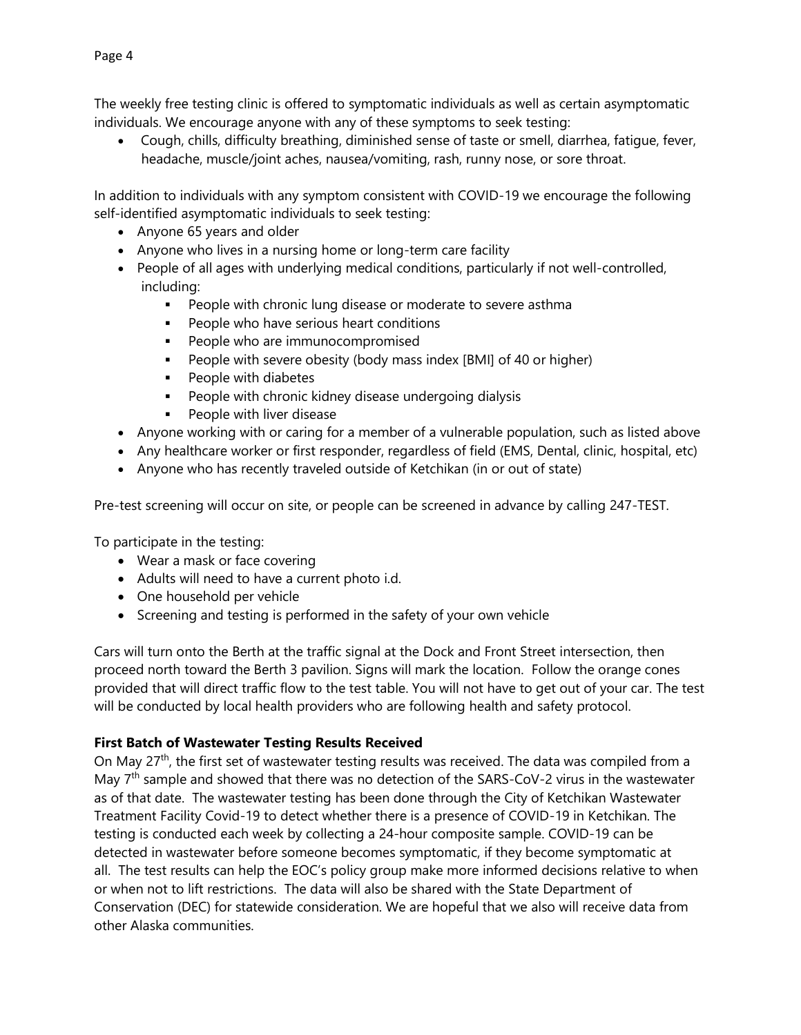The weekly free testing clinic is offered to symptomatic individuals as well as certain asymptomatic individuals. We encourage anyone with any of these symptoms to seek testing:

- Cough, chills, difficulty breathing, diminished sense of taste or smell, diarrhea, fatigue, fever, headache, muscle/joint aches, nausea/vomiting, rash, runny nose, or sore throat.

In addition to individuals with any symptom consistent with COVID-19 we encourage the following self-identified asymptomatic individuals to seek testing:

- Anyone 65 years and older
- Anyone who lives in a nursing home or long-term care facility
- People of all ages with underlying medical conditions, particularly if not well-controlled, including:
  - People with chronic lung disease or moderate to severe asthma
  - People who have serious heart conditions
  - People who are immunocompromised
  - People with severe obesity (body mass index [BMI] of 40 or higher)
  - People with diabetes
  - People with chronic kidney disease undergoing dialysis
  - People with liver disease
- Anyone working with or caring for a member of a vulnerable population, such as listed above
- Any healthcare worker or first responder, regardless of field (EMS, Dental, clinic, hospital, etc)
- Anyone who has recently traveled outside of Ketchikan (in or out of state)

Pre-test screening will occur on site, or people can be screened in advance by calling 247-TEST.

To participate in the testing:

- Wear a mask or face covering
- Adults will need to have a current photo i.d.
- One household per vehicle
- Screening and testing is performed in the safety of your own vehicle

Cars will turn onto the Berth at the traffic signal at the Dock and Front Street intersection, then proceed north toward the Berth 3 pavilion. Signs will mark the location. Follow the orange cones provided that will direct traffic flow to the test table. You will not have to get out of your car. The test will be conducted by local health providers who are following health and safety protocol.

**First Batch of Wastewater Testing Results Received**

On May 27th, the first set of wastewater testing results was received. The data was compiled from a May 7th sample and showed that there was no detection of the SARS-CoV-2 virus in the wastewater as of that date. The wastewater testing has been done through the City of Ketchikan Wastewater Treatment Facility Covid-19 to detect whether there is a presence of COVID-19 in Ketchikan. The testing is conducted each week by collecting a 24-hour composite sample. COVID-19 can be detected in wastewater before someone becomes symptomatic, if they become symptomatic at all. The test results can help the EOC's policy group make more informed decisions relative to when or when not to lift restrictions. The data will also be shared with the State Department of Conservation (DEC) for statewide consideration. We are hopeful that we also will receive data from other Alaska communities.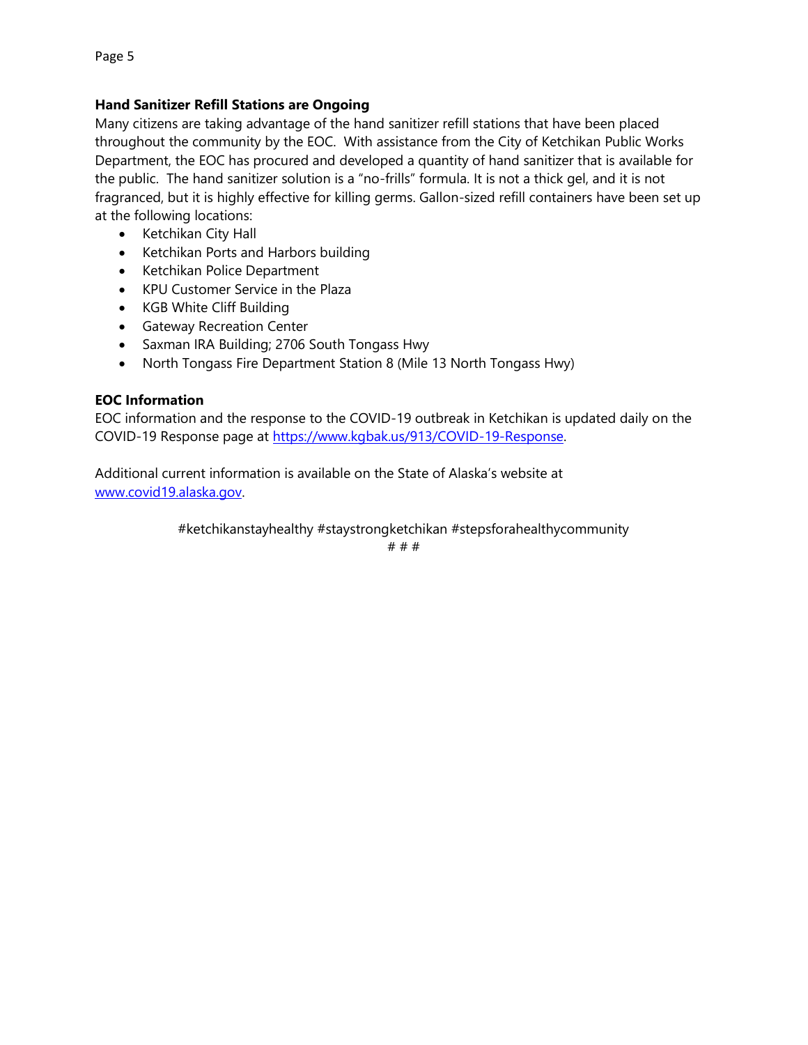### Hand Sanitizer Refill Stations are Ongoing

Many citizens are taking advantage of the hand sanitizer refill stations that have been placed throughout the community by the EOC. With assistance from the City of Ketchikan Public Works Department, the EOC has procured and developed a quantity of hand sanitizer that is available for the public. The hand sanitizer solution is a "no-frills" formula. It is not a thick gel, and it is not fragranced, but it is highly effective for killing germs. Gallon-sized refill containers have been set up at the following locations:

- Ketchikan City Hall
- Ketchikan Ports and Harbors building
- Ketchikan Police Department
- KPU Customer Service in the Plaza
- KGB White Cliff Building
- Gateway Recreation Center
- Saxman IRA Building; 2706 South Tongass Hwy
- North Tongass Fire Department Station 8 (Mile 13 North Tongass Hwy)

### EOC Information

EOC information and the response to the COVID-19 outbreak in Ketchikan is updated daily on the COVID-19 Response page at [https://www.kgbak.us/913/COVID-19-Response](https://www.kgbak.us/913/COVID-19-Response).

Additional current information is available on the State of Alaska's website at [www.covid19.alaska.gov](http://www.covid19.alaska.gov).

#ketchikanstayhealthy #staystrongketchikan #stepsforahealthycommunity

# # #